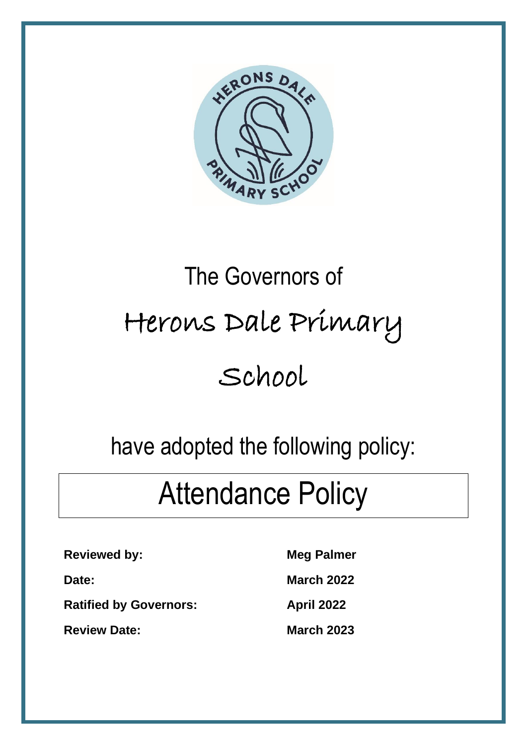The Governors of

# Herons Dale Primary School

have adopted the following policy:

# Attendance Policy

| | |
|---|---|
| **Reviewed by:** | **Meg Palmer** |
| **Date:** | **March 2022** |
| **Ratified by Governors:** | **April 2022** |
| **Review Date:** | **March 2023** |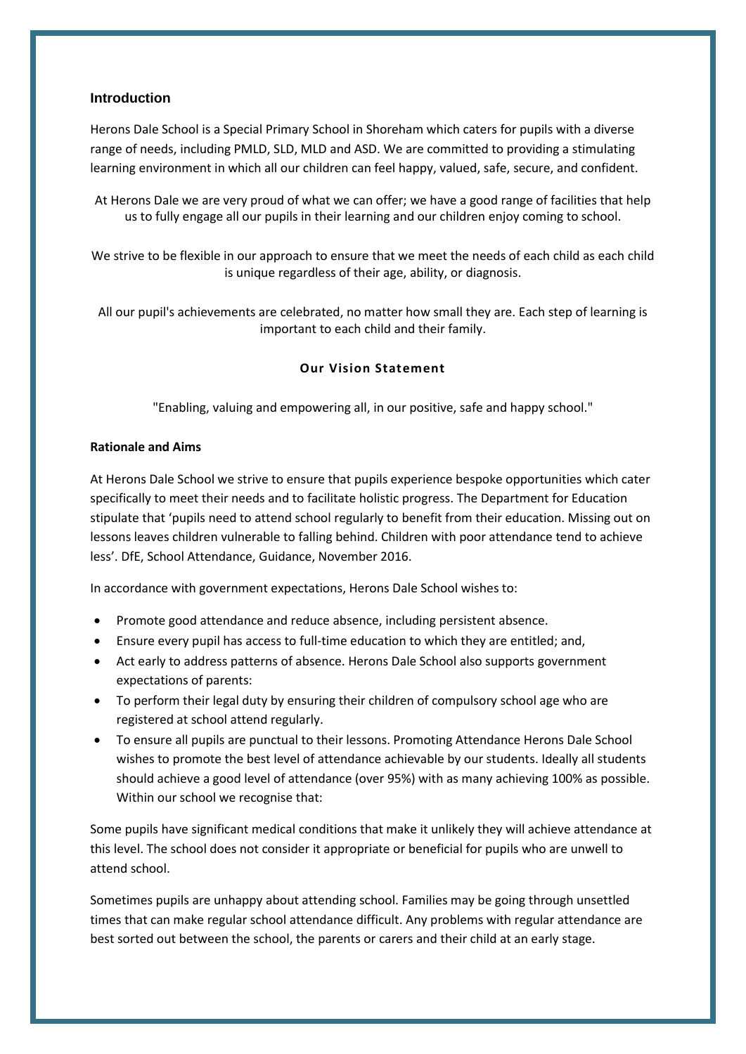## Introduction

Herons Dale School is a Special Primary School in Shoreham which caters for pupils with a diverse range of needs, including PMLD, SLD, MLD and ASD. We are committed to providing a stimulating learning environment in which all our children can feel happy, valued, safe, secure, and confident.

At Herons Dale we are very proud of what we can offer; we have a good range of facilities that help us to fully engage all our pupils in their learning and our children enjoy coming to school.

We strive to be flexible in our approach to ensure that we meet the needs of each child as each child is unique regardless of their age, ability, or diagnosis.

All our pupil's achievements are celebrated, no matter how small they are. Each step of learning is important to each child and their family.

**Our Vision Statement**

"Enabling, valuing and empowering all, in our positive, safe and happy school."

**Rationale and Aims**

At Herons Dale School we strive to ensure that pupils experience bespoke opportunities which cater specifically to meet their needs and to facilitate holistic progress. The Department for Education stipulate that 'pupils need to attend school regularly to benefit from their education. Missing out on lessons leaves children vulnerable to falling behind. Children with poor attendance tend to achieve less'. DfE, School Attendance, Guidance, November 2016.

In accordance with government expectations, Herons Dale School wishes to:

- Promote good attendance and reduce absence, including persistent absence.
- Ensure every pupil has access to full-time education to which they are entitled; and,
- Act early to address patterns of absence. Herons Dale School also supports government expectations of parents:
- To perform their legal duty by ensuring their children of compulsory school age who are registered at school attend regularly.
- To ensure all pupils are punctual to their lessons. Promoting Attendance Herons Dale School wishes to promote the best level of attendance achievable by our students. Ideally all students should achieve a good level of attendance (over 95%) with as many achieving 100% as possible. Within our school we recognise that:

Some pupils have significant medical conditions that make it unlikely they will achieve attendance at this level. The school does not consider it appropriate or beneficial for pupils who are unwell to attend school.

Sometimes pupils are unhappy about attending school. Families may be going through unsettled times that can make regular school attendance difficult. Any problems with regular attendance are best sorted out between the school, the parents or carers and their child at an early stage.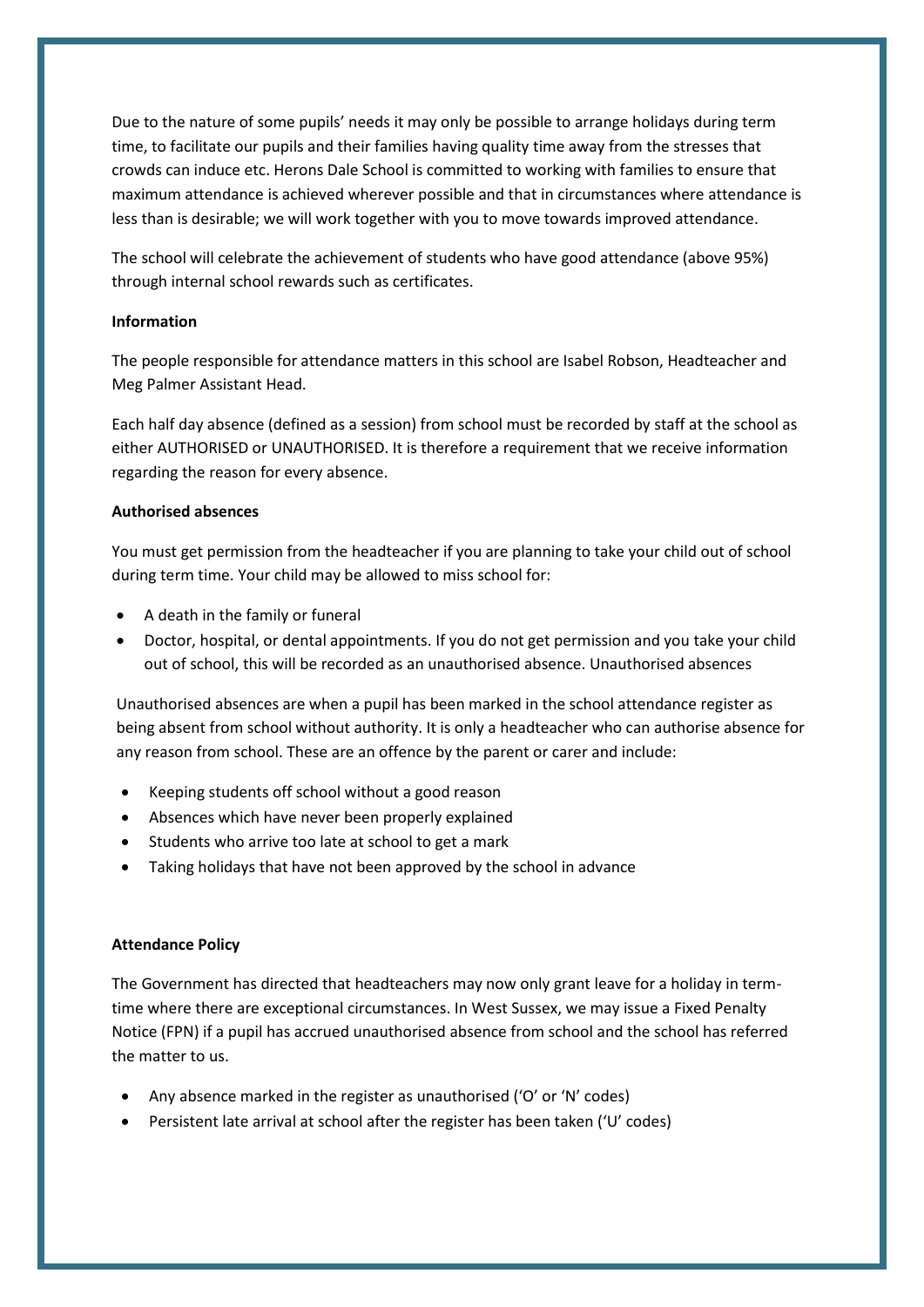Due to the nature of some pupils' needs it may only be possible to arrange holidays during term time, to facilitate our pupils and their families having quality time away from the stresses that crowds can induce etc. Herons Dale School is committed to working with families to ensure that maximum attendance is achieved wherever possible and that in circumstances where attendance is less than is desirable; we will work together with you to move towards improved attendance.

The school will celebrate the achievement of students who have good attendance (above 95%) through internal school rewards such as certificates.

**Information**

The people responsible for attendance matters in this school are Isabel Robson, Headteacher and Meg Palmer Assistant Head.

Each half day absence (defined as a session) from school must be recorded by staff at the school as either AUTHORISED or UNAUTHORISED. It is therefore a requirement that we receive information regarding the reason for every absence.

**Authorised absences**

You must get permission from the headteacher if you are planning to take your child out of school during term time. Your child may be allowed to miss school for:

- A death in the family or funeral
- Doctor, hospital, or dental appointments. If you do not get permission and you take your child out of school, this will be recorded as an unauthorised absence. Unauthorised absences

Unauthorised absences are when a pupil has been marked in the school attendance register as being absent from school without authority. It is only a headteacher who can authorise absence for any reason from school. These are an offence by the parent or carer and include:

- Keeping students off school without a good reason
- Absences which have never been properly explained
- Students who arrive too late at school to get a mark
- Taking holidays that have not been approved by the school in advance

**Attendance Policy**

The Government has directed that headteachers may now only grant leave for a holiday in term-time where there are exceptional circumstances. In West Sussex, we may issue a Fixed Penalty Notice (FPN) if a pupil has accrued unauthorised absence from school and the school has referred the matter to us.

- Any absence marked in the register as unauthorised ('O' or 'N' codes)
- Persistent late arrival at school after the register has been taken ('U' codes)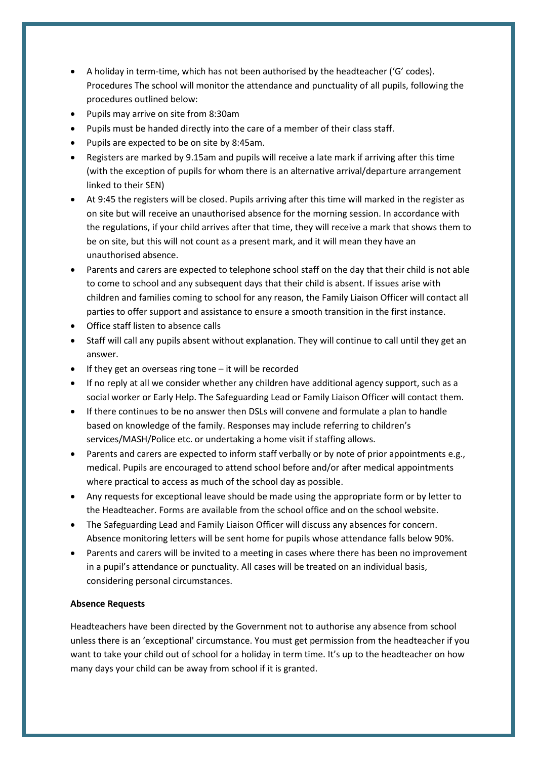- A holiday in term-time, which has not been authorised by the headteacher ('G' codes). Procedures The school will monitor the attendance and punctuality of all pupils, following the procedures outlined below:
- Pupils may arrive on site from 8:30am
- Pupils must be handed directly into the care of a member of their class staff.
- Pupils are expected to be on site by 8:45am.
- Registers are marked by 9.15am and pupils will receive a late mark if arriving after this time (with the exception of pupils for whom there is an alternative arrival/departure arrangement linked to their SEN)
- At 9:45 the registers will be closed. Pupils arriving after this time will marked in the register as on site but will receive an unauthorised absence for the morning session. In accordance with the regulations, if your child arrives after that time, they will receive a mark that shows them to be on site, but this will not count as a present mark, and it will mean they have an unauthorised absence.
- Parents and carers are expected to telephone school staff on the day that their child is not able to come to school and any subsequent days that their child is absent. If issues arise with children and families coming to school for any reason, the Family Liaison Officer will contact all parties to offer support and assistance to ensure a smooth transition in the first instance.
- Office staff listen to absence calls
- Staff will call any pupils absent without explanation. They will continue to call until they get an answer.
- If they get an overseas ring tone – it will be recorded
- If no reply at all we consider whether any children have additional agency support, such as a social worker or Early Help. The Safeguarding Lead or Family Liaison Officer will contact them.
- If there continues to be no answer then DSLs will convene and formulate a plan to handle based on knowledge of the family. Responses may include referring to children's services/MASH/Police etc. or undertaking a home visit if staffing allows.
- Parents and carers are expected to inform staff verbally or by note of prior appointments e.g., medical. Pupils are encouraged to attend school before and/or after medical appointments where practical to access as much of the school day as possible.
- Any requests for exceptional leave should be made using the appropriate form or by letter to the Headteacher. Forms are available from the school office and on the school website.
- The Safeguarding Lead and Family Liaison Officer will discuss any absences for concern. Absence monitoring letters will be sent home for pupils whose attendance falls below 90%.
- Parents and carers will be invited to a meeting in cases where there has been no improvement in a pupil's attendance or punctuality. All cases will be treated on an individual basis, considering personal circumstances.

**Absence Requests**

Headteachers have been directed by the Government not to authorise any absence from school unless there is an 'exceptional' circumstance. You must get permission from the headteacher if you want to take your child out of school for a holiday in term time. It's up to the headteacher on how many days your child can be away from school if it is granted.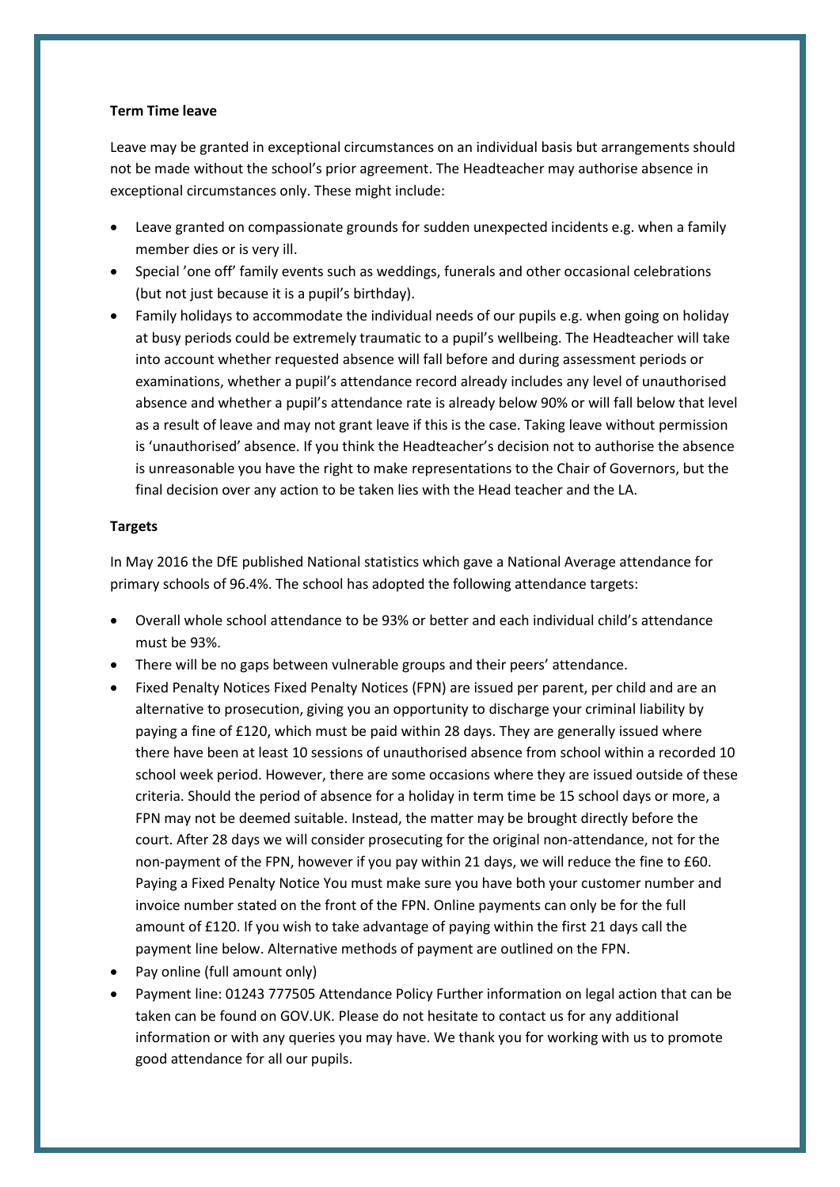**Term Time leave**

Leave may be granted in exceptional circumstances on an individual basis but arrangements should not be made without the school's prior agreement. The Headteacher may authorise absence in exceptional circumstances only. These might include:

- Leave granted on compassionate grounds for sudden unexpected incidents e.g. when a family member dies or is very ill.
- Special 'one off' family events such as weddings, funerals and other occasional celebrations (but not just because it is a pupil's birthday).
- Family holidays to accommodate the individual needs of our pupils e.g. when going on holiday at busy periods could be extremely traumatic to a pupil's wellbeing. The Headteacher will take into account whether requested absence will fall before and during assessment periods or examinations, whether a pupil's attendance record already includes any level of unauthorised absence and whether a pupil's attendance rate is already below 90% or will fall below that level as a result of leave and may not grant leave if this is the case. Taking leave without permission is 'unauthorised' absence. If you think the Headteacher's decision not to authorise the absence is unreasonable you have the right to make representations to the Chair of Governors, but the final decision over any action to be taken lies with the Head teacher and the LA.

**Targets**

In May 2016 the DfE published National statistics which gave a National Average attendance for primary schools of 96.4%. The school has adopted the following attendance targets:

- Overall whole school attendance to be 93% or better and each individual child's attendance must be 93%.
- There will be no gaps between vulnerable groups and their peers' attendance.
- Fixed Penalty Notices Fixed Penalty Notices (FPN) are issued per parent, per child and are an alternative to prosecution, giving you an opportunity to discharge your criminal liability by paying a fine of £120, which must be paid within 28 days. They are generally issued where there have been at least 10 sessions of unauthorised absence from school within a recorded 10 school week period. However, there are some occasions where they are issued outside of these criteria. Should the period of absence for a holiday in term time be 15 school days or more, a FPN may not be deemed suitable. Instead, the matter may be brought directly before the court. After 28 days we will consider prosecuting for the original non-attendance, not for the non-payment of the FPN, however if you pay within 21 days, we will reduce the fine to £60. Paying a Fixed Penalty Notice You must make sure you have both your customer number and invoice number stated on the front of the FPN. Online payments can only be for the full amount of £120. If you wish to take advantage of paying within the first 21 days call the payment line below. Alternative methods of payment are outlined on the FPN.
- Pay online (full amount only)
- Payment line: 01243 777505 Attendance Policy Further information on legal action that can be taken can be found on GOV.UK. Please do not hesitate to contact us for any additional information or with any queries you may have. We thank you for working with us to promote good attendance for all our pupils.